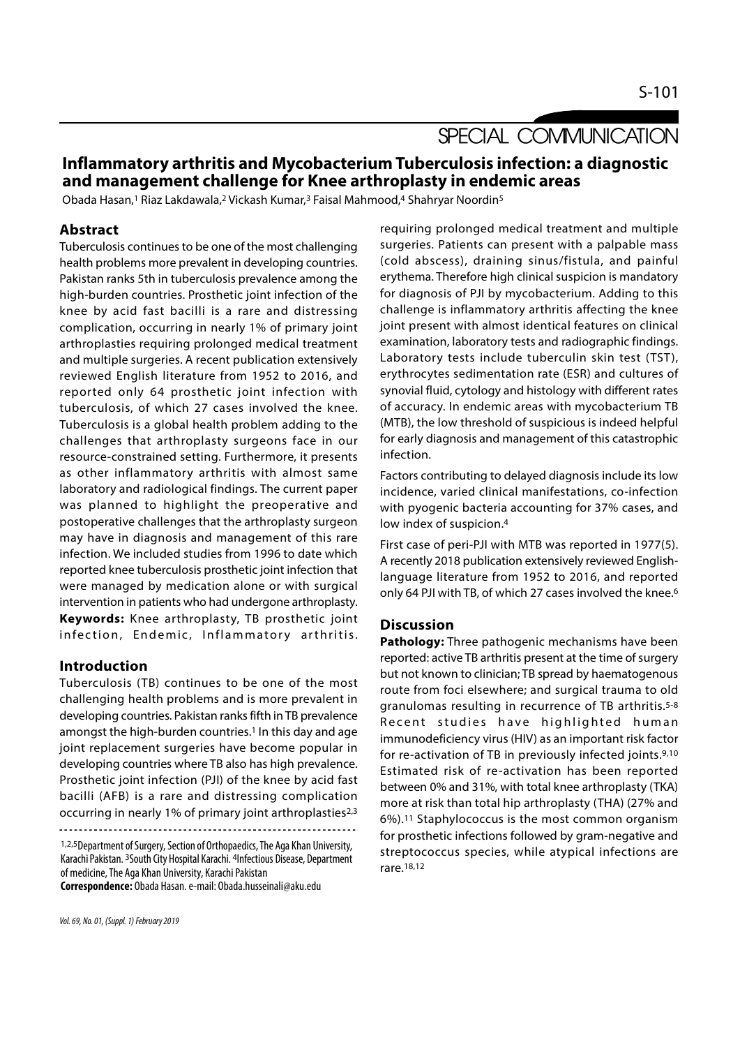SPECIAL COMMUNICATION

# Inflammatory arthritis and Mycobacterium Tuberculosis infection: a diagnostic and management challenge for Knee arthroplasty in endemic areas

Obada Hasan,[1] Riaz Lakdawala,[2] Vickash Kumar,[3] Faisal Mahmood,[4] Shahryar Noordin[5]

## Abstract

Tuberculosis continues to be one of the most challenging health problems more prevalent in developing countries. Pakistan ranks 5th in tuberculosis prevalence among the high-burden countries. Prosthetic joint infection of the knee by acid fast bacilli is a rare and distressing complication, occurring in nearly 1% of primary joint arthroplasties requiring prolonged medical treatment and multiple surgeries. A recent publication extensively reviewed English literature from 1952 to 2016, and reported only 64 prosthetic joint infection with tuberculosis, of which 27 cases involved the knee. Tuberculosis is a global health problem adding to the challenges that arthroplasty surgeons face in our resource-constrained setting. Furthermore, it presents as other inflammatory arthritis with almost same laboratory and radiological findings. The current paper was planned to highlight the preoperative and postoperative challenges that the arthroplasty surgeon may have in diagnosis and management of this rare infection. We included studies from 1996 to date which reported knee tuberculosis prosthetic joint infection that were managed by medication alone or with surgical intervention in patients who had undergone arthroplasty.

**Keywords:** Knee arthroplasty, TB prosthetic joint infection, Endemic, Inflammatory arthritis.

## Introduction

Tuberculosis (TB) continues to be one of the most challenging health problems and is more prevalent in developing countries. Pakistan ranks fifth in TB prevalence amongst the high-burden countries.[1] In this day and age joint replacement surgeries have become popular in developing countries where TB also has high prevalence. Prosthetic joint infection (PJI) of the knee by acid fast bacilli (AFB) is a rare and distressing complication occurring in nearly 1% of primary joint arthroplasties[2,3] requiring prolonged medical treatment and multiple surgeries. Patients can present with a palpable mass (cold abscess), draining sinus/fistula, and painful erythema. Therefore high clinical suspicion is mandatory for diagnosis of PJI by mycobacterium. Adding to this challenge is inflammatory arthritis affecting the knee joint present with almost identical features on clinical examination, laboratory tests and radiographic findings. Laboratory tests include tuberculin skin test (TST), erythrocytes sedimentation rate (ESR) and cultures of synovial fluid, cytology and histology with different rates of accuracy. In endemic areas with mycobacterium TB (MTB), the low threshold of suspicious is indeed helpful for early diagnosis and management of this catastrophic infection.

Factors contributing to delayed diagnosis include its low incidence, varied clinical manifestations, co-infection with pyogenic bacteria accounting for 37% cases, and low index of suspicion.[4]

First case of peri-PJI with MTB was reported in 1977(5). A recently 2018 publication extensively reviewed English-language literature from 1952 to 2016, and reported only 64 PJI with TB, of which 27 cases involved the knee.[6]

## Discussion

**Pathology:** Three pathogenic mechanisms have been reported: active TB arthritis present at the time of surgery but not known to clinician; TB spread by haematogenous route from foci elsewhere; and surgical trauma to old granulomas resulting in recurrence of TB arthritis.[5-8] Recent studies have highlighted human immunodeficiency virus (HIV) as an important risk factor for re-activation of TB in previously infected joints.[9,10] Estimated risk of re-activation has been reported between 0% and 31%, with total knee arthroplasty (TKA) more at risk than total hip arthroplasty (THA) (27% and 6%).[11] Staphylococcus is the most common organism for prosthetic infections followed by gram-negative and streptococcus species, while atypical infections are rare.[18,12]

---

[1,2,5]Department of Surgery, Section of Orthopaedics, The Aga Khan University, Karachi Pakistan. [3]South City Hospital Karachi. [4]Infectious Disease, Department of medicine, The Aga Khan University, Karachi Pakistan

**Correspondence:** Obada Hasan. e-mail: Obada.husseinali@aku.edu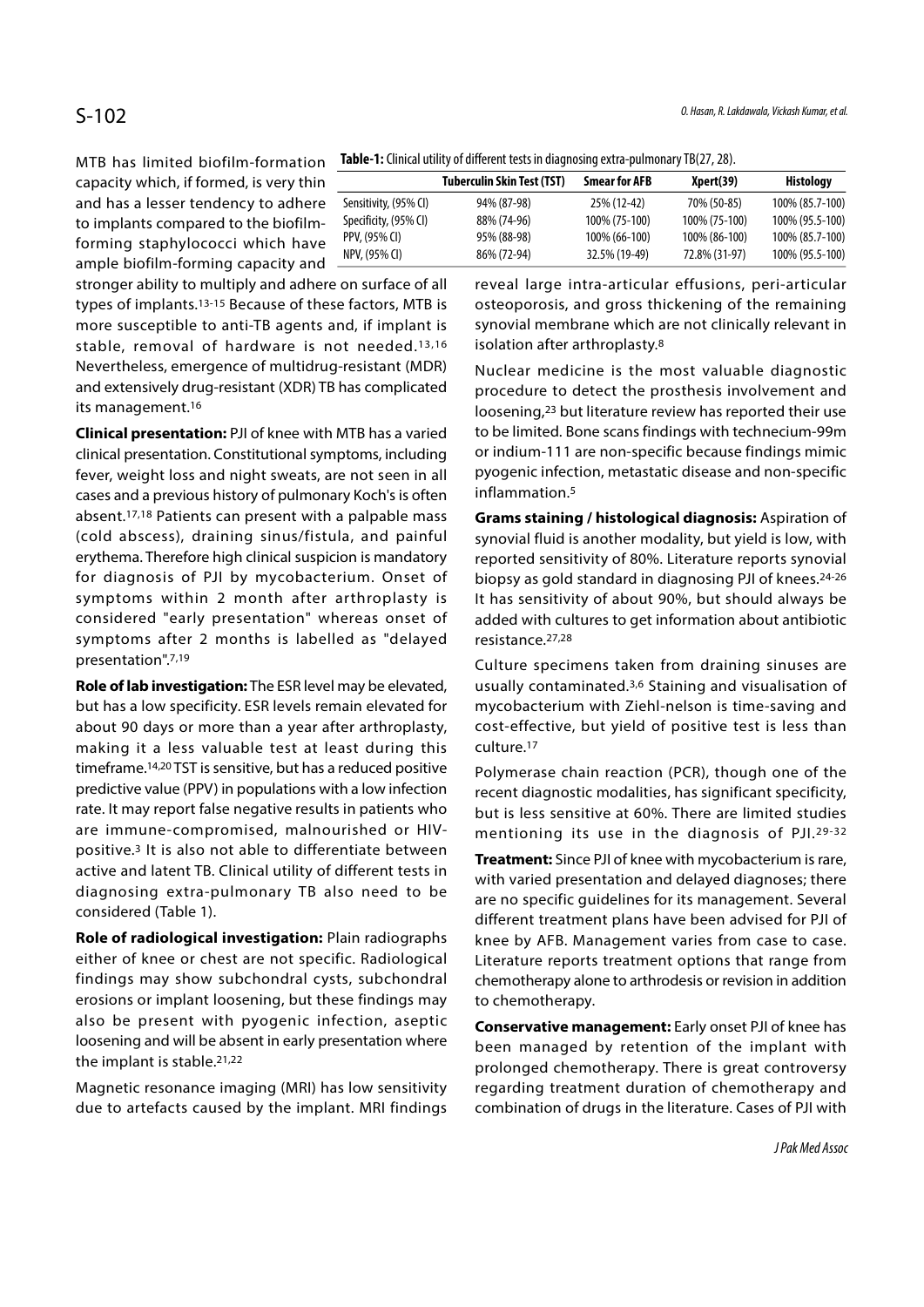MTB has limited biofilm-formation capacity which, if formed, is very thin and has a lesser tendency to adhere to implants compared to the biofilm-forming staphylococci which have ample biofilm-forming capacity and stronger ability to multiply and adhere on surface of all types of implants.[13-15] Because of these factors, MTB is more susceptible to anti-TB agents and, if implant is stable, removal of hardware is not needed.[13,16] Nevertheless, emergence of multidrug-resistant (MDR) and extensively drug-resistant (XDR) TB has complicated its management.[16]

**Table-1:** Clinical utility of different tests in diagnosing extra-pulmonary TB(27, 28).

| | Tuberculin Skin Test (TST) | Smear for AFB | Xpert(39) | Histology |
|---|---|---|---|---|
| Sensitivity, (95% CI) | 94% (87-98) | 25% (12-42) | 70% (50-85) | 100% (85.7-100) |
| Specificity, (95% CI) | 88% (74-96) | 100% (75-100) | 100% (75-100) | 100% (95.5-100) |
| PPV, (95% CI) | 95% (88-98) | 100% (66-100) | 100% (86-100) | 100% (85.7-100) |
| NPV, (95% CI) | 86% (72-94) | 32.5% (19-49) | 72.8% (31-97) | 100% (95.5-100) |

**Clinical presentation:** PJI of knee with MTB has a varied clinical presentation. Constitutional symptoms, including fever, weight loss and night sweats, are not seen in all cases and a previous history of pulmonary Koch's is often absent.[17,18] Patients can present with a palpable mass (cold abscess), draining sinus/fistula, and painful erythema. Therefore high clinical suspicion is mandatory for diagnosis of PJI by mycobacterium. Onset of symptoms within 2 month after arthroplasty is considered "early presentation" whereas onset of symptoms after 2 months is labelled as "delayed presentation".[7,19]

**Role of lab investigation:** The ESR level may be elevated, but has a low specificity. ESR levels remain elevated for about 90 days or more than a year after arthroplasty, making it a less valuable test at least during this timeframe.[14,20] TST is sensitive, but has a reduced positive predictive value (PPV) in populations with a low infection rate. It may report false negative results in patients who are immune-compromised, malnourished or HIV-positive.[3] It is also not able to differentiate between active and latent TB. Clinical utility of different tests in diagnosing extra-pulmonary TB also need to be considered (Table 1).

**Role of radiological investigation:** Plain radiographs either of knee or chest are not specific. Radiological findings may show subchondral cysts, subchondral erosions or implant loosening, but these findings may also be present with pyogenic infection, aseptic loosening and will be absent in early presentation where the implant is stable.[21,22]

Magnetic resonance imaging (MRI) has low sensitivity due to artefacts caused by the implant. MRI findings reveal large intra-articular effusions, peri-articular osteoporosis, and gross thickening of the remaining synovial membrane which are not clinically relevant in isolation after arthroplasty.[8]

Nuclear medicine is the most valuable diagnostic procedure to detect the prosthesis involvement and loosening,[23] but literature review has reported their use to be limited. Bone scans findings with technecium-99m or indium-111 are non-specific because findings mimic pyogenic infection, metastatic disease and non-specific inflammation.[5]

**Grams staining / histological diagnosis:** Aspiration of synovial fluid is another modality, but yield is low, with reported sensitivity of 80%. Literature reports synovial biopsy as gold standard in diagnosing PJI of knees.[24-26] It has sensitivity of about 90%, but should always be added with cultures to get information about antibiotic resistance.[27,28]

Culture specimens taken from draining sinuses are usually contaminated.[3,6] Staining and visualisation of mycobacterium with Ziehl-nelson is time-saving and cost-effective, but yield of positive test is less than culture.[17]

Polymerase chain reaction (PCR), though one of the recent diagnostic modalities, has significant specificity, but is less sensitive at 60%. There are limited studies mentioning its use in the diagnosis of PJI.[29-32]

**Treatment:** Since PJI of knee with mycobacterium is rare, with varied presentation and delayed diagnoses; there are no specific guidelines for its management. Several different treatment plans have been advised for PJI of knee by AFB. Management varies from case to case. Literature reports treatment options that range from chemotherapy alone to arthrodesis or revision in addition to chemotherapy.

**Conservative management:** Early onset PJI of knee has been managed by retention of the implant with prolonged chemotherapy. There is great controversy regarding treatment duration of chemotherapy and combination of drugs in the literature. Cases of PJI with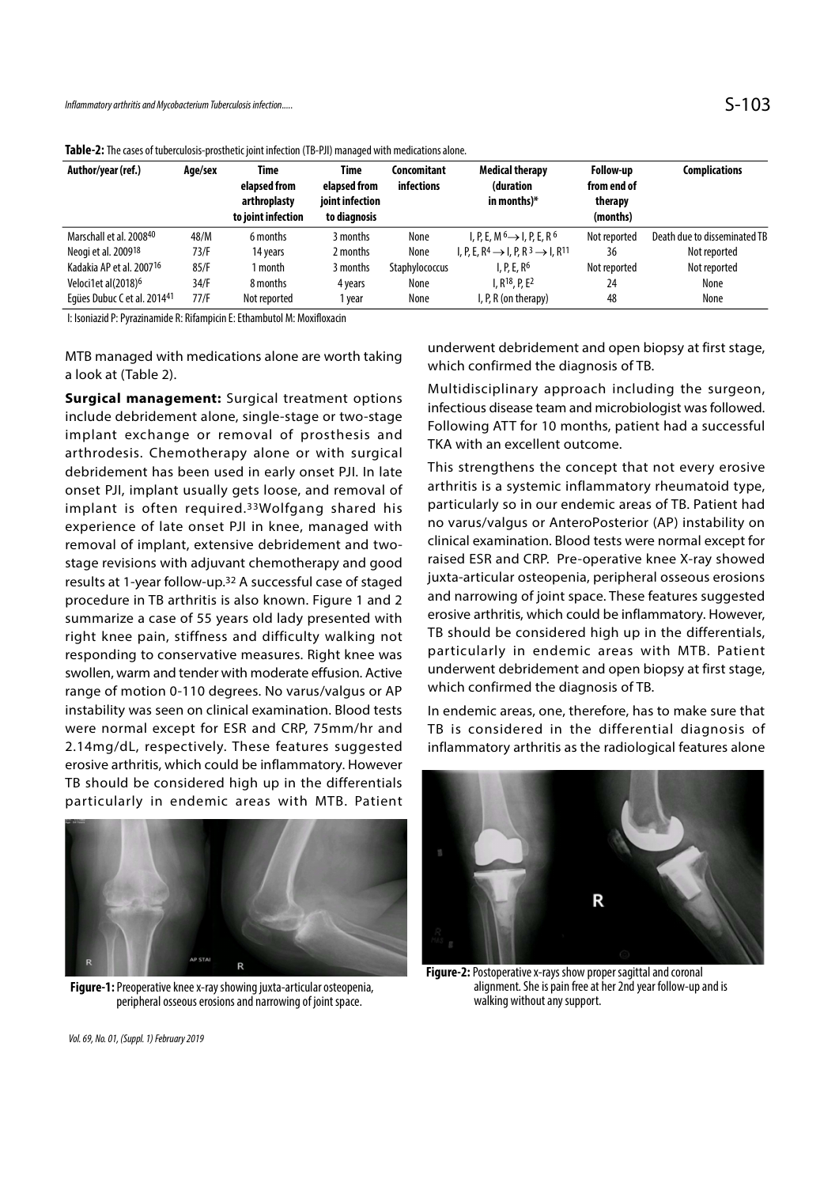**Table-2:** The cases of tuberculosis-prosthetic joint infection (TB-PJI) managed with medications alone.

| Author/year (ref.) | Age/sex | Time elapsed from arthroplasty to joint infection | Time elapsed from joint infection to diagnosis | Concomitant infections | Medical therapy (duration in months)* | Follow-up from end of therapy (months) | Complications |
|---|---|---|---|---|---|---|---|
| Marschall et al. 2008[40] | 48/M | 6 months | 3 months | None | I, P, E, M $^{6}\rightarrow$ I, P, E, R $^{6}$ | Not reported | Death due to disseminated TB |
| Neogi et al. 2009[18] | 73/F | 14 years | 2 months | None | I, P, E, R$^{4}\rightarrow$ I, P, R$^{3}\rightarrow$ I, R$^{11}$ | 36 | Not reported |
| Kadakia AP et al. 2007[16] | 85/F | 1 month | 3 months | Staphylococcus | I, P, E, R$^{6}$ | Not reported | Not reported |
| Veloci1et al(2018)[6] | 34/F | 8 months | 4 years | None | I, R$^{18}$, P, E$^{2}$ | 24 | None |
| Egües Dubuc C et al. 2014[41] | 77/F | Not reported | 1 year | None | I, P, R (on therapy) | 48 | None |

I: Isoniazid P: Pyrazinamide R: Rifampicin E: Ethambutol M: Moxifloxacin

MTB managed with medications alone are worth taking a look at (Table 2).

**Surgical management:** Surgical treatment options include debridement alone, single-stage or two-stage implant exchange or removal of prosthesis and arthrodesis. Chemotherapy alone or with surgical debridement has been used in early onset PJI. In late onset PJI, implant usually gets loose, and removal of implant is often required.[33] Wolfgang shared his experience of late onset PJI in knee, managed with removal of implant, extensive debridement and two-stage revisions with adjuvant chemotherapy and good results at 1-year follow-up.[32] A successful case of staged procedure in TB arthritis is also known. Figure 1 and 2 summarize a case of 55 years old lady presented with right knee pain, stiffness and difficulty walking not responding to conservative measures. Right knee was swollen, warm and tender with moderate effusion. Active range of motion 0-110 degrees. No varus/valgus or AP instability was seen on clinical examination. Blood tests were normal except for ESR and CRP, 75mm/hr and 2.14mg/dL, respectively. These features suggested erosive arthritis, which could be inflammatory. However TB should be considered high up in the differentials particularly in endemic areas with MTB. Patient underwent debridement and open biopsy at first stage, which confirmed the diagnosis of TB.

**Figure-1:** Preoperative knee x-ray showing juxta-articular osteopenia, peripheral osseous erosions and narrowing of joint space.

Multidisciplinary approach including the surgeon, infectious disease team and microbiologist was followed. Following ATT for 10 months, patient had a successful TKA with an excellent outcome.

This strengthens the concept that not every erosive arthritis is a systemic inflammatory rheumatoid type, particularly so in our endemic areas of TB. Patient had no varus/valgus or AnteroPosterior (AP) instability on clinical examination. Blood tests were normal except for raised ESR and CRP. Pre-operative knee X-ray showed juxta-articular osteopenia, peripheral osseous erosions and narrowing of joint space. These features suggested erosive arthritis, which could be inflammatory. However, TB should be considered high up in the differentials, particularly in endemic areas with MTB. Patient underwent debridement and open biopsy at first stage, which confirmed the diagnosis of TB.

In endemic areas, one, therefore, has to make sure that TB is considered in the differential diagnosis of inflammatory arthritis as the radiological features alone

**Figure-2:** Postoperative x-rays show proper sagittal and coronal alignment. She is pain free at her 2nd year follow-up and is walking without any support.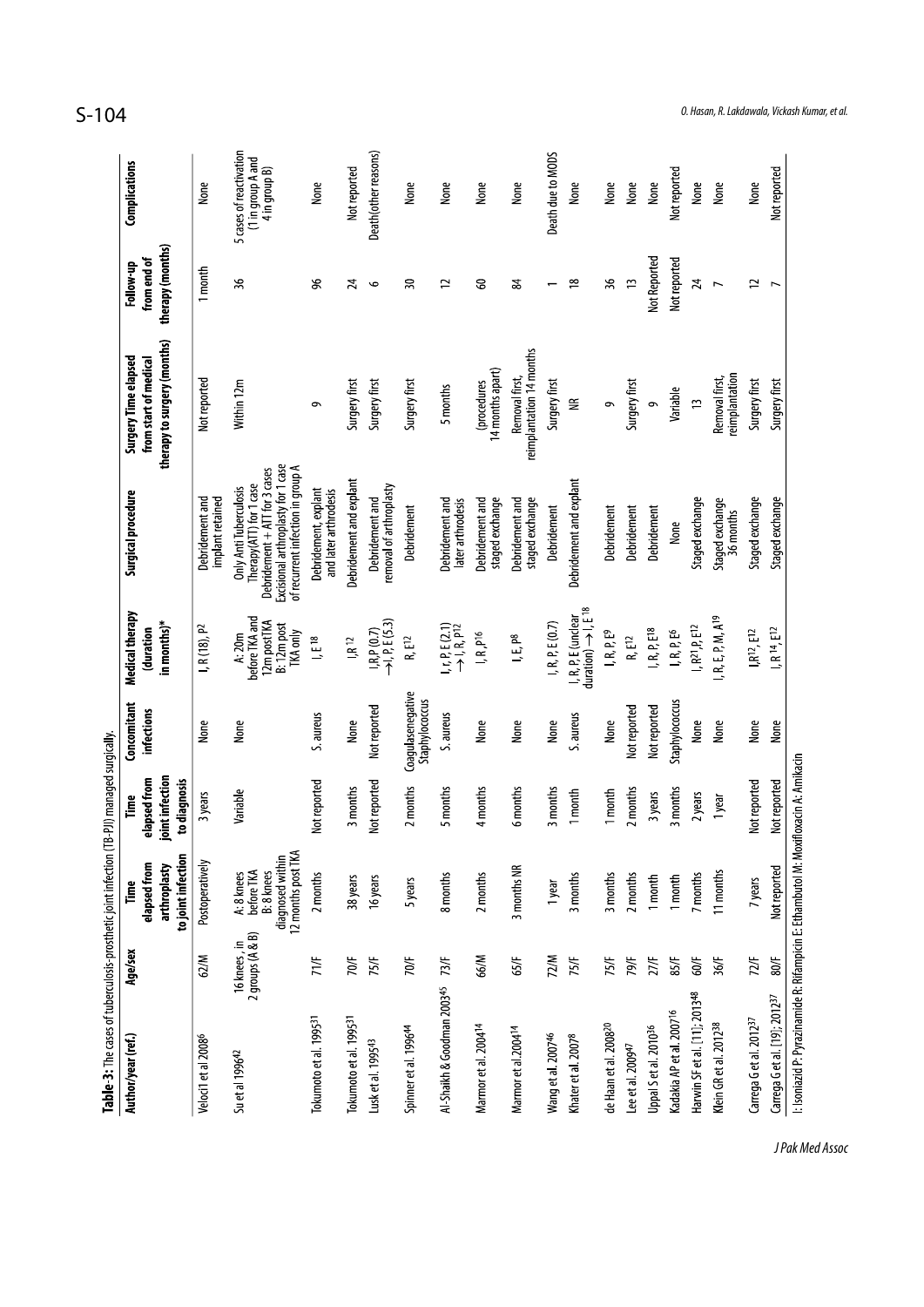**Table-3:** The cases of tuberculosis-prosthetic joint infection (TB-PJI) managed surgically.

| Author/year (ref.) | Age/sex | Time elapsed from arthroplasty to joint infection | Time elapsed from joint infection to diagnosis | Concomitant infections | Medical therapy (duration in months)* | Surgical procedure | Surgery Time elapsed from start of medical therapy to surgery (months) | Follow-up from end of therapy (months) | Complications |
|---|---|---|---|---|---|---|---|---|---|
| Veloci1 et al 2008[6] | 62/M | Postoperatively | 3 years | None | **I**, R (18), P[2] | Debridement and implant retained | Not reported | 1 month | None |
| Su et al 1996[42] | 16 knees , in 2 groups (A & B) | A: 8 knees before TKA B: 8 knees diagnosed within 12 months post TKA | Variable | None | A: 20m before TKA and 12m post TKA B: 12m post TKA only | Only Anti Tuberculosis Therapy(ATT) for 1 case Debridement + ATT for 3 cases Excisional arthroplasty for 1 case of recurrent infection in group A | Within 12m | 36 | 5 cases of reactivation (1 in group A and 4 in group B) |
| Tokumoto et al. 1995[31] | 71/F | 2 months | Not reported | S. aureus | I, E[18] | Debridement, explant and later arthrodesis | 9 | 96 | None |
| Tokumoto et al. 1995[31] | 70/F | 38 years | 3 months | None | I,R[12] | Debridement and explant | Surgery first | 24 | Not reported |
| Lusk et al. 1995[43] | 75/F | 16 years | Not reported | Not reported | I, R,P (0.7) →I, P, E (5.3) | Debridement and removal of arthroplasty | Surgery first | 6 | Death(other reasons) |
| Spinner et al. 1996[44] | 70/F | 5 years | 2 months | Coagulasenegative Staphylococcus | R, E[12] | Debridement | Surgery first | 30 | None |
| Al-Shaikh & Goodman 2003[45] | 73/F | 8 months | 5 months | S. aureus | **I**, r, P, E (2.1) →I, R, P[12] | Debridement and later arthrodesis | 5 months | 12 | None |
| Marmor et al. 2004[14] | 66/M | 2 months | 4 months | None | I, R, P[16] | Debridement and staged exchange | (procedures 14 months apart) | 60 | None |
| Marmor et al.2004[14] | 65/F | 3 months NR | 6 months | None | **I**, E, P[8] | Debridement and staged exchange | Removal first, reimplantation 14 months | 84 | None |
| Wang et al. 2007[46] | 72/M | 1 year | 3 months | None | I, R, P, E (0.7) | Debridement | Surgery first | 1 | Death due to MODS |
| Khater et al. 2007[8] | 75/F | 3 months | 1 month | S. aureus | I, R, P, E (unclear duration) → I, E[18] | Debridement and explant | NR | 18 | None |
| de Haan et al. 2008[20] | 75/F | 3 months | 1 month | None | **I**, R, P, E[9] | Debridement | 9 | 36 | None |
| Lee et al. 2009[47] | 79/F | 2 months | 2 months | Not reported | R, E[12] | Debridement | Surgery first | 13 | None |
| Uppal S et al. 2010[36] | 27/F | 1 month | 3 years | Not reported | I, R, P, E[18] | Debridement | 9 | Not Reported | None |
| Kadakia AP et al. 2007[16] | 85/F | 1 month | 3 months | Staphylococcus | **I**, R, P, E[6] | None | Variable | Not reported | Not reported |
| Harwin SF et al. [11]; 2013[48] | 60/F | 7 months | 2 years | None | I, R[21],P, E[12] | Staged exchange | 13 | 24 | None |
| Klein GR et al. 2012[38] | 36/F | 11 months | 1 year | None | I, R, E, P, M, A[19] | Staged exchange 36 months | Removal first, reimplantation | 7 | None |
| Carrega G et al. 2012[37] | 72/F | 7 years | Not reported | None | I,R[12], E[12] | Staged exchange | Surgery first | 12 | None |
| Carrega G et al. [19]; 2012[37] | 80/F | Not reported | Not reported | None | I, R [14], E[12] | Staged exchange | Surgery first | 7 | Not reported |

I: Isoniazid P: Pyrazinamide R: Rifampicin E: Ethambutol M: Moxifloxacin A: Amikacin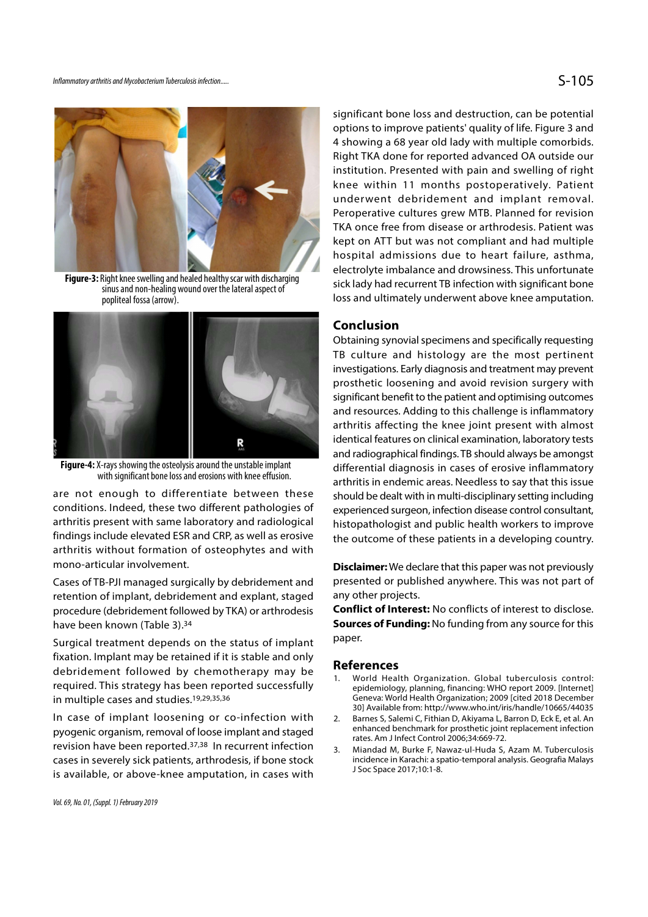Figure-3: Right knee swelling and healed healthy scar with discharging sinus and non-healing wound over the lateral aspect of popliteal fossa (arrow).

Figure-4: X-rays showing the osteolysis around the unstable implant with significant bone loss and erosions with knee effusion.

are not enough to differentiate between these conditions. Indeed, these two different pathologies of arthritis present with same laboratory and radiological findings include elevated ESR and CRP, as well as erosive arthritis without formation of osteophytes and with mono-articular involvement.

Cases of TB-PJI managed surgically by debridement and retention of implant, debridement and explant, staged procedure (debridement followed by TKA) or arthrodesis have been known (Table 3).[34]

Surgical treatment depends on the status of implant fixation. Implant may be retained if it is stable and only debridement followed by chemotherapy may be required. This strategy has been reported successfully in multiple cases and studies.[19,29,35,36]

In case of implant loosening or co-infection with pyogenic organism, removal of loose implant and staged revision have been reported.[37,38] In recurrent infection cases in severely sick patients, arthrodesis, if bone stock is available, or above-knee amputation, in cases with significant bone loss and destruction, can be potential options to improve patients' quality of life. Figure 3 and 4 showing a 68 year old lady with multiple comorbids. Right TKA done for reported advanced OA outside our institution. Presented with pain and swelling of right knee within 11 months postoperatively. Patient underwent debridement and implant removal. Peroperative cultures grew MTB. Planned for revision TKA once free from disease or arthrodesis. Patient was kept on ATT but was not compliant and had multiple hospital admissions due to heart failure, asthma, electrolyte imbalance and drowsiness. This unfortunate sick lady had recurrent TB infection with significant bone loss and ultimately underwent above knee amputation.

## Conclusion

Obtaining synovial specimens and specifically requesting TB culture and histology are the most pertinent investigations. Early diagnosis and treatment may prevent prosthetic loosening and avoid revision surgery with significant benefit to the patient and optimising outcomes and resources. Adding to this challenge is inflammatory arthritis affecting the knee joint present with almost identical features on clinical examination, laboratory tests and radiographical findings. TB should always be amongst differential diagnosis in cases of erosive inflammatory arthritis in endemic areas. Needless to say that this issue should be dealt with in multi-disciplinary setting including experienced surgeon, infection disease control consultant, histopathologist and public health workers to improve the outcome of these patients in a developing country.

**Disclaimer:** We declare that this paper was not previously presented or published anywhere. This was not part of any other projects.

**Conflict of Interest:** No conflicts of interest to disclose.

**Sources of Funding:** No funding from any source for this paper.

## References

1. World Health Organization. Global tuberculosis control: epidemiology, planning, financing: WHO report 2009. [Internet] Geneva: World Health Organization; 2009 [cited 2018 December 30] Available from: http://www.who.int/iris/handle/10665/44035
2. Barnes S, Salemi C, Fithian D, Akiyama L, Barron D, Eck E, et al. An enhanced benchmark for prosthetic joint replacement infection rates. Am J Infect Control 2006;34:669-72.
3. Miandad M, Burke F, Nawaz-ul-Huda S, Azam M. Tuberculosis incidence in Karachi: a spatio-temporal analysis. Geografia Malays J Soc Space 2017;10:1-8.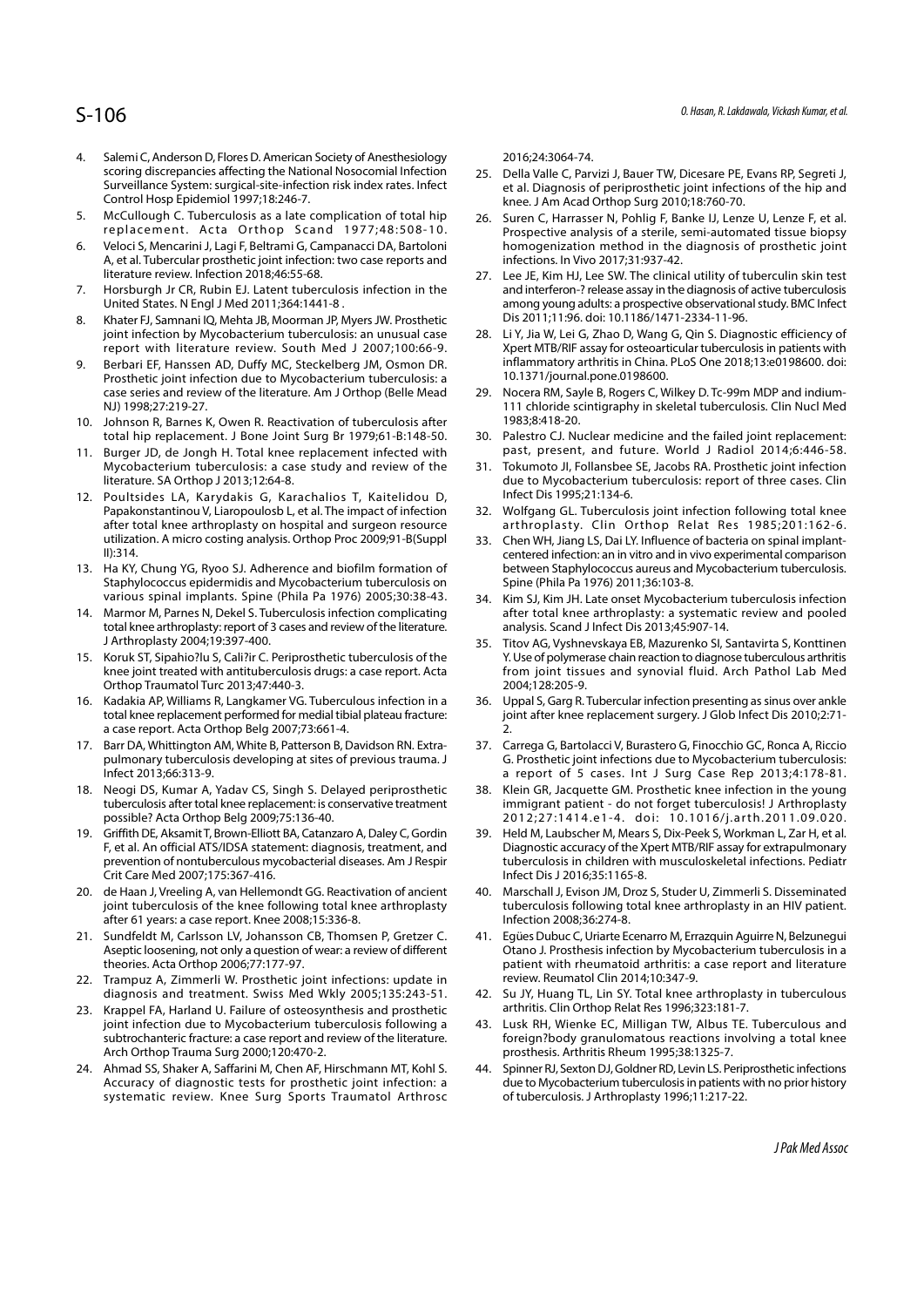4. Salemi C, Anderson D, Flores D. American Society of Anesthesiology scoring discrepancies affecting the National Nosocomial Infection Surveillance System: surgical-site-infection risk index rates. Infect Control Hosp Epidemiol 1997;18:246-7.
5. McCullough C. Tuberculosis as a late complication of total hip replacement. Acta Orthop Scand 1977;48:508-10.
6. Veloci S, Mencarini J, Lagi F, Beltrami G, Campanacci DA, Bartoloni A, et al. Tubercular prosthetic joint infection: two case reports and literature review. Infection 2018;46:55-68.
7. Horsburgh Jr CR, Rubin EJ. Latent tuberculosis infection in the United States. N Engl J Med 2011;364:1441-8 .
8. Khater FJ, Samnani IQ, Mehta JB, Moorman JP, Myers JW. Prosthetic joint infection by Mycobacterium tuberculosis: an unusual case report with literature review. South Med J 2007;100:66-9.
9. Berbari EF, Hanssen AD, Duffy MC, Steckelberg JM, Osmon DR. Prosthetic joint infection due to Mycobacterium tuberculosis: a case series and review of the literature. Am J Orthop (Belle Mead NJ) 1998;27:219-27.
10. Johnson R, Barnes K, Owen R. Reactivation of tuberculosis after total hip replacement. J Bone Joint Surg Br 1979;61-B:148-50.
11. Burger JD, de Jongh H. Total knee replacement infected with Mycobacterium tuberculosis: a case study and review of the literature. SA Orthop J 2013;12:64-8.
12. Poultsides LA, Karydakis G, Karachalios T, Kaitelidou D, Papakonstantinou V, Liaropoulosb L, et al. The impact of infection after total knee arthroplasty on hospital and surgeon resource utilization. A micro costing analysis. Orthop Proc 2009;91-B(Suppl II):314.
13. Ha KY, Chung YG, Ryoo SJ. Adherence and biofilm formation of Staphylococcus epidermidis and Mycobacterium tuberculosis on various spinal implants. Spine (Phila Pa 1976) 2005;30:38-43.
14. Marmor M, Parnes N, Dekel S. Tuberculosis infection complicating total knee arthroplasty: report of 3 cases and review of the literature. J Arthroplasty 2004;19:397-400.
15. Koruk ST, Sipahio?lu S, Cali?ir C. Periprosthetic tuberculosis of the knee joint treated with antituberculosis drugs: a case report. Acta Orthop Traumatol Turc 2013;47:440-3.
16. Kadakia AP, Williams R, Langkamer VG. Tuberculous infection in a total knee replacement performed for medial tibial plateau fracture: a case report. Acta Orthop Belg 2007;73:661-4.
17. Barr DA, Whittington AM, White B, Patterson B, Davidson RN. Extra-pulmonary tuberculosis developing at sites of previous trauma. J Infect 2013;66:313-9.
18. Neogi DS, Kumar A, Yadav CS, Singh S. Delayed periprosthetic tuberculosis after total knee replacement: is conservative treatment possible? Acta Orthop Belg 2009;75:136-40.
19. Griffith DE, Aksamit T, Brown-Elliott BA, Catanzaro A, Daley C, Gordin F, et al. An official ATS/IDSA statement: diagnosis, treatment, and prevention of nontuberculous mycobacterial diseases. Am J Respir Crit Care Med 2007;175:367-416.
20. de Haan J, Vreeling A, van Hellemondt GG. Reactivation of ancient joint tuberculosis of the knee following total knee arthroplasty after 61 years: a case report. Knee 2008;15:336-8.
21. Sundfeldt M, Carlsson LV, Johansson CB, Thomsen P, Gretzer C. Aseptic loosening, not only a question of wear: a review of different theories. Acta Orthop 2006;77:177-97.
22. Trampuz A, Zimmerli W. Prosthetic joint infections: update in diagnosis and treatment. Swiss Med Wkly 2005;135:243-51.
23. Krappel FA, Harland U. Failure of osteosynthesis and prosthetic joint infection due to Mycobacterium tuberculosis following a subtrochanteric fracture: a case report and review of the literature. Arch Orthop Trauma Surg 2000;120:470-2.
24. Ahmad SS, Shaker A, Saffarini M, Chen AF, Hirschmann MT, Kohl S. Accuracy of diagnostic tests for prosthetic joint infection: a systematic review. Knee Surg Sports Traumatol Arthrosc 2016;24:3064-74.
25. Della Valle C, Parvizi J, Bauer TW, Dicesare PE, Evans RP, Segreti J, et al. Diagnosis of periprosthetic joint infections of the hip and knee. J Am Acad Orthop Surg 2010;18:760-70.
26. Suren C, Harrasser N, Pohlig F, Banke IJ, Lenze U, Lenze F, et al. Prospective analysis of a sterile, semi-automated tissue biopsy homogenization method in the diagnosis of prosthetic joint infections. In Vivo 2017;31:937-42.
27. Lee JE, Kim HJ, Lee SW. The clinical utility of tuberculin skin test and interferon-? release assay in the diagnosis of active tuberculosis among young adults: a prospective observational study. BMC Infect Dis 2011;11:96. doi: 10.1186/1471-2334-11-96.
28. Li Y, Jia W, Lei G, Zhao D, Wang G, Qin S. Diagnostic efficiency of Xpert MTB/RIF assay for osteoarticular tuberculosis in patients with inflammatory arthritis in China. PLoS One 2018;13:e0198600. doi: 10.1371/journal.pone.0198600.
29. Nocera RM, Sayle B, Rogers C, Wilkey D. Tc-99m MDP and indium-111 chloride scintigraphy in skeletal tuberculosis. Clin Nucl Med 1983;8:418-20.
30. Palestro CJ. Nuclear medicine and the failed joint replacement: past, present, and future. World J Radiol 2014;6:446-58.
31. Tokumoto JI, Follansbee SE, Jacobs RA. Prosthetic joint infection due to Mycobacterium tuberculosis: report of three cases. Clin Infect Dis 1995;21:134-6.
32. Wolfgang GL. Tuberculosis joint infection following total knee arthroplasty. Clin Orthop Relat Res 1985;201:162-6.
33. Chen WH, Jiang LS, Dai LY. Influence of bacteria on spinal implant-centered infection: an in vitro and in vivo experimental comparison between Staphylococcus aureus and Mycobacterium tuberculosis. Spine (Phila Pa 1976) 2011;36:103-8.
34. Kim SJ, Kim JH. Late onset Mycobacterium tuberculosis infection after total knee arthroplasty: a systematic review and pooled analysis. Scand J Infect Dis 2013;45:907-14.
35. Titov AG, Vyshnevskaya EB, Mazurenko SI, Santavirta S, Konttinen Y. Use of polymerase chain reaction to diagnose tuberculous arthritis from joint tissues and synovial fluid. Arch Pathol Lab Med 2004;128:205-9.
36. Uppal S, Garg R. Tubercular infection presenting as sinus over ankle joint after knee replacement surgery. J Glob Infect Dis 2010;2:71-2.
37. Carrega G, Bartolacci V, Burastero G, Finocchio GC, Ronca A, Riccio G. Prosthetic joint infections due to Mycobacterium tuberculosis: a report of 5 cases. Int J Surg Case Rep 2013;4:178-81.
38. Klein GR, Jacquette GM. Prosthetic knee infection in the young immigrant patient - do not forget tuberculosis! J Arthroplasty 2012;27:1414.e1-4. doi: 10.1016/j.arth.2011.09.020.
39. Held M, Laubscher M, Mears S, Dix-Peek S, Workman L, Zar H, et al. Diagnostic accuracy of the Xpert MTB/RIF assay for extrapulmonary tuberculosis in children with musculoskeletal infections. Pediatr Infect Dis J 2016;35:1165-8.
40. Marschall J, Evison JM, Droz S, Studer U, Zimmerli S. Disseminated tuberculosis following total knee arthroplasty in an HIV patient. Infection 2008;36:274-8.
41. Egües Dubuc C, Uriarte Ecenarro M, Errazquin Aguirre N, Belzunegui Otano J. Prosthesis infection by Mycobacterium tuberculosis in a patient with rheumatoid arthritis: a case report and literature review. Reumatol Clin 2014;10:347-9.
42. Su JY, Huang TL, Lin SY. Total knee arthroplasty in tuberculous arthritis. Clin Orthop Relat Res 1996;323:181-7.
43. Lusk RH, Wienke EC, Milligan TW, Albus TE. Tuberculous and foreign?body granulomatous reactions involving a total knee prosthesis. Arthritis Rheum 1995;38:1325-7.
44. Spinner RJ, Sexton DJ, Goldner RD, Levin LS. Periprosthetic infections due to Mycobacterium tuberculosis in patients with no prior history of tuberculosis. J Arthroplasty 1996;11:217-22.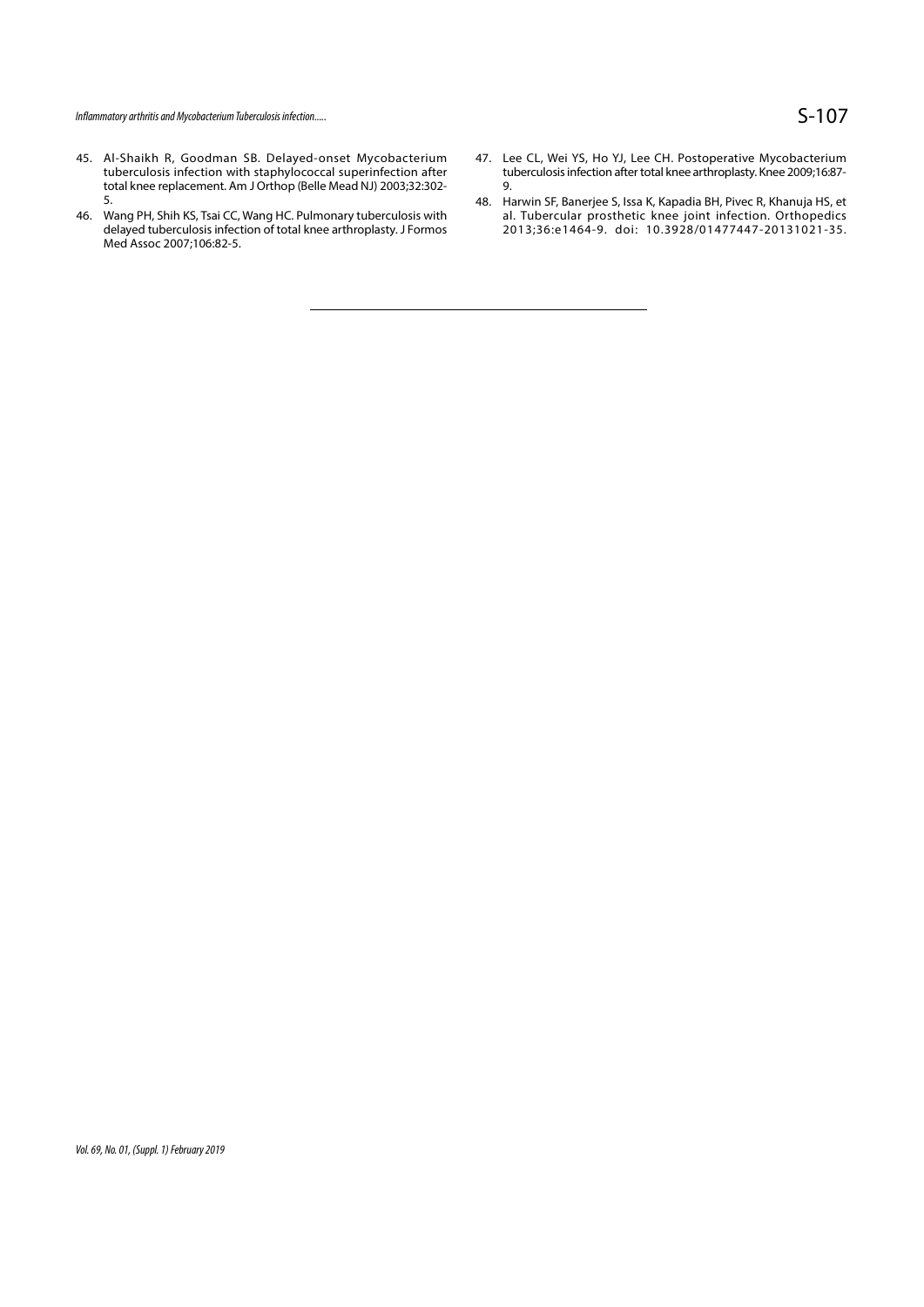45. Al-Shaikh R, Goodman SB. Delayed-onset Mycobacterium tuberculosis infection with staphylococcal superinfection after total knee replacement. Am J Orthop (Belle Mead NJ) 2003;32:302-5.
46. Wang PH, Shih KS, Tsai CC, Wang HC. Pulmonary tuberculosis with delayed tuberculosis infection of total knee arthroplasty. J Formos Med Assoc 2007;106:82-5.
47. Lee CL, Wei YS, Ho YJ, Lee CH. Postoperative Mycobacterium tuberculosis infection after total knee arthroplasty. Knee 2009;16:87-9.
48. Harwin SF, Banerjee S, Issa K, Kapadia BH, Pivec R, Khanuja HS, et al. Tubercular prosthetic knee joint infection. Orthopedics 2013;36:e1464-9. doi: 10.3928/01477447-20131021-35.